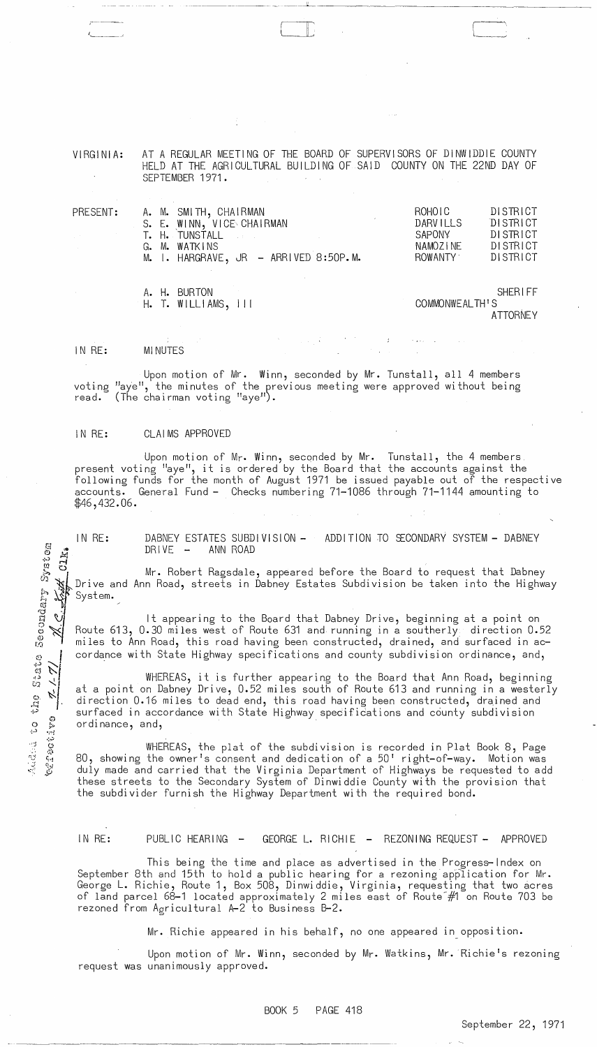VIRGINIA: AT A REGULAR MEETING OF THE BOARD OF SUPERVISORS OF DINWIDDIE COUNTY HELD AT THE AGRICULTURAL BUILDING OF SAID COUNTY ON THE 22ND DAY OF SEPTEMBER 1971.

| PRESENT: | | | |
|---|---|---|---|
| | A. M. SMITH, CHAIRMAN | ROHOIC | DISTRICT |
| | S. E. WINN, VICE CHAIRMAN | DARVILLS | DISTRICT |
| | T. H. TUNSTALL | SAPONY | DISTRICT |
| | G. M. WATKINS | NAMOZINE | DISTRICT |
| | M. I. HARGRAVE, JR - ARRIVED 8:50P.M. | ROWANTY | DISTRICT |
| | A. H. BURTON | | SHERIFF |
| | H. T. WILLIAMS, III | COMMONWEALTH'S | ATTORNEY |

IN RE: MINUTES

Upon motion of Mr. Winn, seconded by Mr. Tunstall, all 4 members voting "aye", the minutes of the previous meeting were approved without being read. (The chairman voting "aye").

IN RE: CLAIMS APPROVED

Upon motion of Mr. Winn, seconded by Mr. Tunstall, the 4 members present voting "aye", it is ordered by the Board that the accounts against the following funds for the month of August 1971 be issued payable out of the respective accounts. General Fund - Checks numbering 71-1086 through 71-1144 amounting to $46,432.06.

IN RE: DABNEY ESTATES SUBDIVISION - ADDITION TO SECONDARY SYSTEM - DABNEY DRIVE - ANN ROAD

Added to the State Secondary System effective 7-1-71 W.C. Knott Clk.

Mr. Robert Ragsdale, appeared before the Board to request that Dabney Drive and Ann Road, streets in Dabney Estates Subdivision be taken into the Highway System.

It appearing to the Board that Dabney Drive, beginning at a point on Route 613, 0.30 miles west of Route 631 and running in a southerly direction 0.52 miles to Ann Road, this road having been constructed, drained, and surfaced in accordance with State Highway specifications and county subdivision ordinance, and,

WHEREAS, it is further appearing to the Board that Ann Road, beginning at a point on Dabney Drive, 0.52 miles south of Route 613 and running in a westerly direction 0.16 miles to dead end, this road having been constructed, drained and surfaced in accordance with State Highway specifications and county subdivision ordinance, and,

WHEREAS, the plat of the subdivision is recorded in Plat Book 8, Page 80, showing the owner's consent and dedication of a 50' right-of-way. Motion was duly made and carried that the Virginia Department of Highways be requested to add these streets to the Secondary System of Dinwiddie County with the provision that the subdivider furnish the Highway Department with the required bond.

IN RE: PUBLIC HEARING - GEORGE L. RICHIE - REZONING REQUEST - APPROVED

This being the time and place as advertised in the Progress-Index on September 8th and 15th to hold a public hearing for a rezoning application for Mr. George L. Richie, Route 1, Box 508, Dinwiddie, Virginia, requesting that two acres of land parcel 68-1 located approximately 2 miles east of Route #1 on Route 703 be rezoned from Agricultural A-2 to Business B-2.

Mr. Richie appeared in his behalf, no one appeared in opposition.

Upon motion of Mr. Winn, seconded by Mr. Watkins, Mr. Richie's rezoning request was unanimously approved.

BOOK 5 PAGE 418

September 22, 1971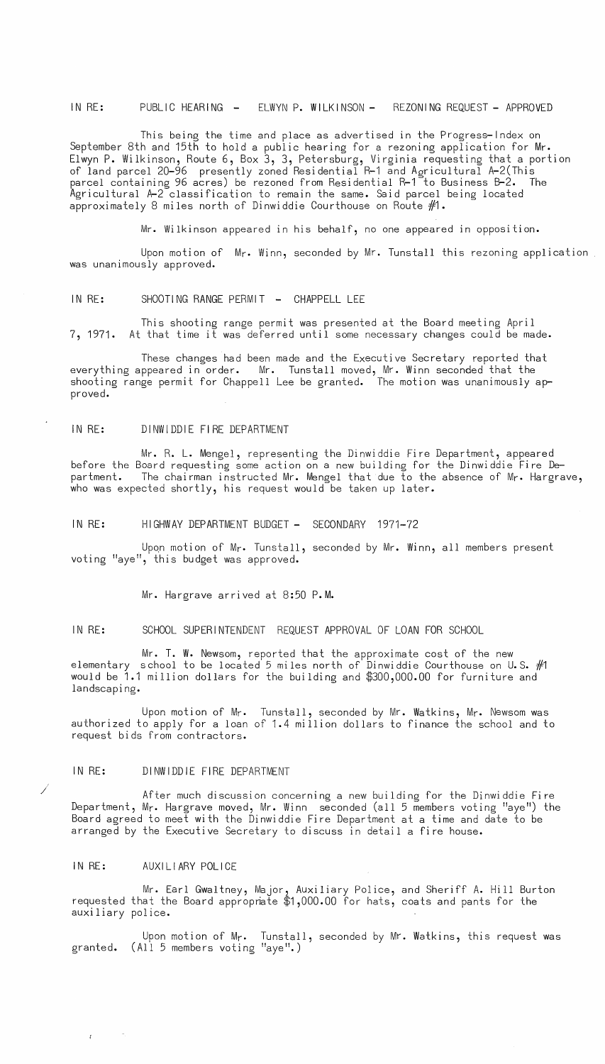IN RE: PUBLIC HEARING - ELWYN P. WILKINSON - REZONING REQUEST - APPROVED

This being the time and place as advertised in the Progress-Index on September 8th and 15th to hold a public hearing for a rezoning application for Mr. Elwyn P. Wilkinson, Route 6, Box 3, 3, Petersburg, Virginia requesting that a portion of land parcel 20-96 presently zoned Residential R-1 and Agricultural A-2(This parcel containing 96 acres) be rezoned from Residential R-1 to Business B-2. The Agricultural A-2 classification to remain the same. Said parcel being located approximately 8 miles north of Dinwiddie Courthouse on Route #1.

Mr. Wilkinson appeared in his behalf, no one appeared in opposition.

Upon motion of Mr. Winn, seconded by Mr. Tunstall this rezoning application was unanimously approved.

IN RE: SHOOTING RANGE PERMIT - CHAPPELL LEE

This shooting range permit was presented at the Board meeting April 7, 1971. At that time it was deferred until some necessary changes could be made.

These changes had been made and the Executive Secretary reported that everything appeared in order. Mr. Tunstall moved, Mr. Winn seconded that the shooting range permit for Chappell Lee be granted. The motion was unanimously approved.

IN RE: DINWIDDIE FIRE DEPARTMENT

Mr. R. L. Mengel, representing the Dinwiddie Fire Department, appeared before the Board requesting some action on a new building for the Dinwiddie Fire Department. The chairman instructed Mr. Mengel that due to the absence of Mr. Hargrave, who was expected shortly, his request would be taken up later.

IN RE: HIGHWAY DEPARTMENT BUDGET - SECONDARY 1971-72

Upon motion of Mr. Tunstall, seconded by Mr. Winn, all members present voting "aye", this budget was approved.

Mr. Hargrave arrived at 8:50 P.M.

IN RE: SCHOOL SUPERINTENDENT REQUEST APPROVAL OF LOAN FOR SCHOOL

Mr. T. W. Newsom, reported that the approximate cost of the new elementary school to be located 5 miles north of Dinwiddie Courthouse on U.S. #1 would be 1.1 million dollars for the building and $300,000.00 for furniture and landscaping.

Upon motion of Mr. Tunstall, seconded by Mr. Watkins, Mr. Newsom was authorized to apply for a loan of 1.4 million dollars to finance the school and to request bids from contractors.

IN RE: DINWIDDIE FIRE DEPARTMENT

After much discussion concerning a new building for the Dinwiddie Fire Department, Mr. Hargrave moved, Mr. Winn seconded (all 5 members voting "aye") the Board agreed to meet with the Dinwiddie Fire Department at a time and date to be arranged by the Executive Secretary to discuss in detail a fire house.

IN RE: AUXILIARY POLICE

Mr. Earl Gwaltney, Major, Auxiliary Police, and Sheriff A. Hill Burton requested that the Board appropriate $1,000.00 for hats, coats and pants for the auxiliary police.

Upon motion of Mr. Tunstall, seconded by Mr. Watkins, this request was granted. (All 5 members voting "aye".)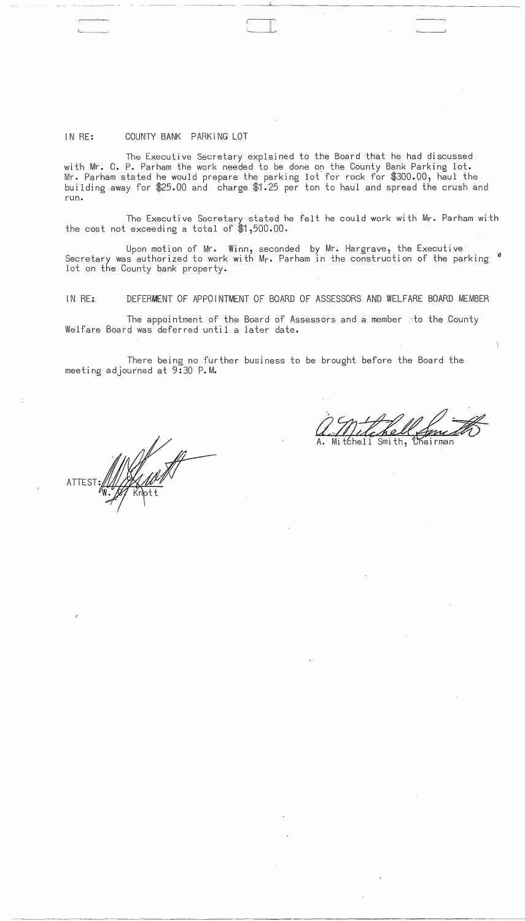IN RE: COUNTY BANK PARKING LOT

The Executive Secretary explained to the Board that he had discussed with Mr. C. P. Parham the work needed to be done on the County Bank Parking lot. Mr. Parham stated he would prepare the parking lot for rock for $300.00, haul the building away for $25.00 and charge $1.25 per ton to haul and spread the crush and run.

The Executive Secretary stated he felt he could work with Mr. Parham with the cost not exceeding a total of $1,500.00.

Upon motion of Mr. Winn, seconded by Mr. Hargrave, the Executive Secretary was authorized to work with Mr. Parham in the construction of the parking lot on the County bank property.

IN RE: DEFERMENT OF APPOINTMENT OF BOARD OF ASSESSORS AND WELFARE BOARD MEMBER

The appointment of the Board of Assessors and a member to the County Welfare Board was deferred until a later date.

There being no further business to be brought before the Board the meeting adjourned at 9:30 P.M.

A. Mitchell Smith, Chairman

ATTEST: W. W. Knott